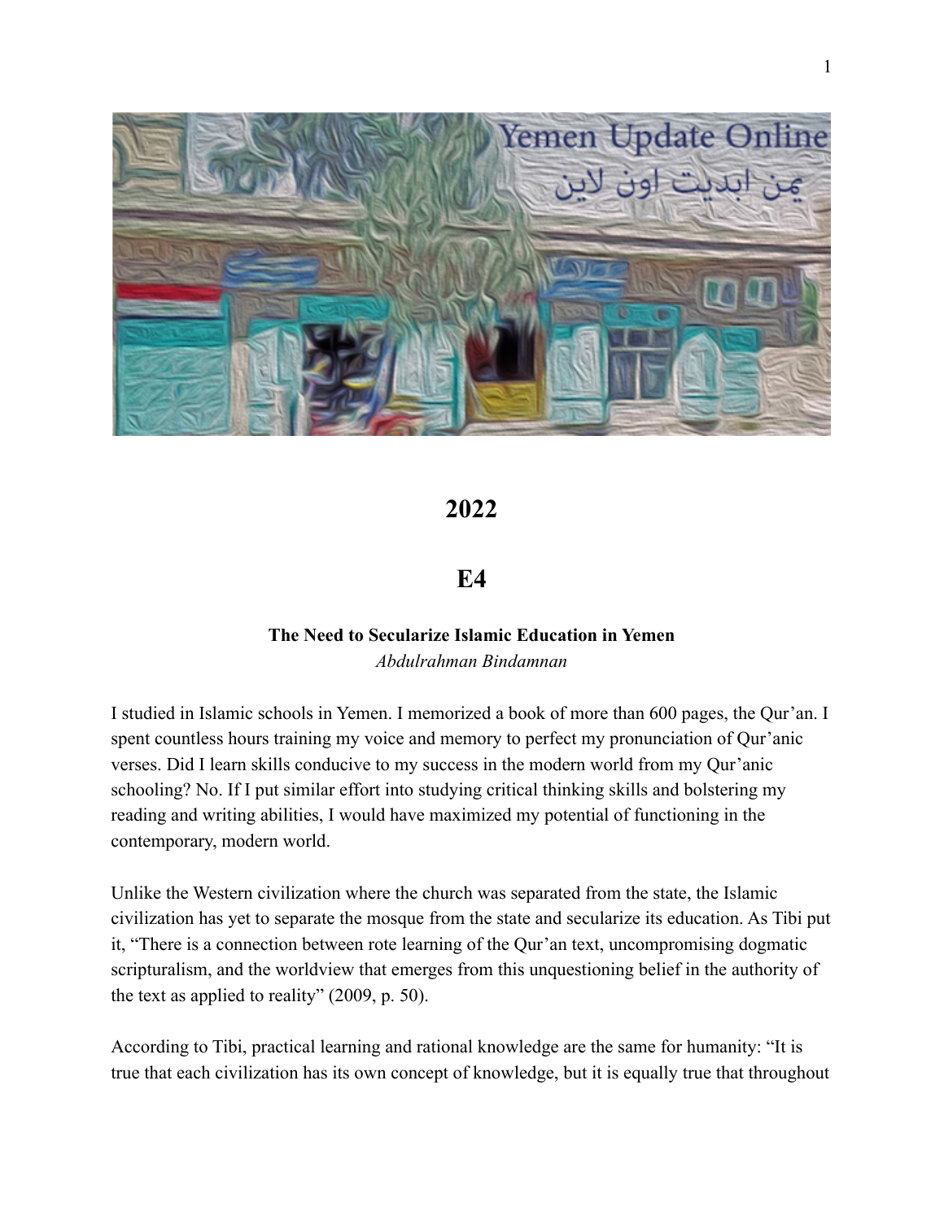# 2022

# E4

### The Need to Secularize Islamic Education in Yemen

*Abdulrahman Bindamnan*

I studied in Islamic schools in Yemen. I memorized a book of more than 600 pages, the Qur'an. I spent countless hours training my voice and memory to perfect my pronunciation of Qur'anic verses. Did I learn skills conducive to my success in the modern world from my Qur'anic schooling? No. If I put similar effort into studying critical thinking skills and bolstering my reading and writing abilities, I would have maximized my potential of functioning in the contemporary, modern world.

Unlike the Western civilization where the church was separated from the state, the Islamic civilization has yet to separate the mosque from the state and secularize its education. As Tibi put it, "There is a connection between rote learning of the Qur'an text, uncompromising dogmatic scripturalism, and the worldview that emerges from this unquestioning belief in the authority of the text as applied to reality" (2009, p. 50).

According to Tibi, practical learning and rational knowledge are the same for humanity: "It is true that each civilization has its own concept of knowledge, but it is equally true that throughout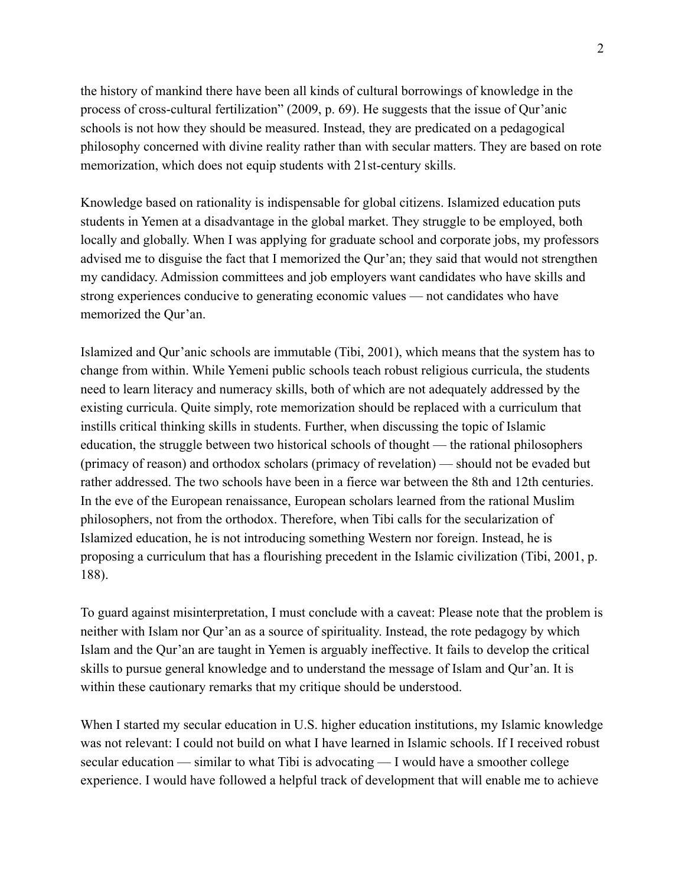the history of mankind there have been all kinds of cultural borrowings of knowledge in the process of cross-cultural fertilization" (2009, p. 69). He suggests that the issue of Qur'anic schools is not how they should be measured. Instead, they are predicated on a pedagogical philosophy concerned with divine reality rather than with secular matters. They are based on rote memorization, which does not equip students with 21st-century skills.

Knowledge based on rationality is indispensable for global citizens. Islamized education puts students in Yemen at a disadvantage in the global market. They struggle to be employed, both locally and globally. When I was applying for graduate school and corporate jobs, my professors advised me to disguise the fact that I memorized the Qur'an; they said that would not strengthen my candidacy. Admission committees and job employers want candidates who have skills and strong experiences conducive to generating economic values — not candidates who have memorized the Qur'an.

Islamized and Qur'anic schools are immutable (Tibi, 2001), which means that the system has to change from within. While Yemeni public schools teach robust religious curricula, the students need to learn literacy and numeracy skills, both of which are not adequately addressed by the existing curricula. Quite simply, rote memorization should be replaced with a curriculum that instills critical thinking skills in students. Further, when discussing the topic of Islamic education, the struggle between two historical schools of thought — the rational philosophers (primacy of reason) and orthodox scholars (primacy of revelation) — should not be evaded but rather addressed. The two schools have been in a fierce war between the 8th and 12th centuries. In the eve of the European renaissance, European scholars learned from the rational Muslim philosophers, not from the orthodox. Therefore, when Tibi calls for the secularization of Islamized education, he is not introducing something Western nor foreign. Instead, he is proposing a curriculum that has a flourishing precedent in the Islamic civilization (Tibi, 2001, p. 188).

To guard against misinterpretation, I must conclude with a caveat: Please note that the problem is neither with Islam nor Qur'an as a source of spirituality. Instead, the rote pedagogy by which Islam and the Qur'an are taught in Yemen is arguably ineffective. It fails to develop the critical skills to pursue general knowledge and to understand the message of Islam and Qur'an. It is within these cautionary remarks that my critique should be understood.

When I started my secular education in U.S. higher education institutions, my Islamic knowledge was not relevant: I could not build on what I have learned in Islamic schools. If I received robust secular education — similar to what Tibi is advocating — I would have a smoother college experience. I would have followed a helpful track of development that will enable me to achieve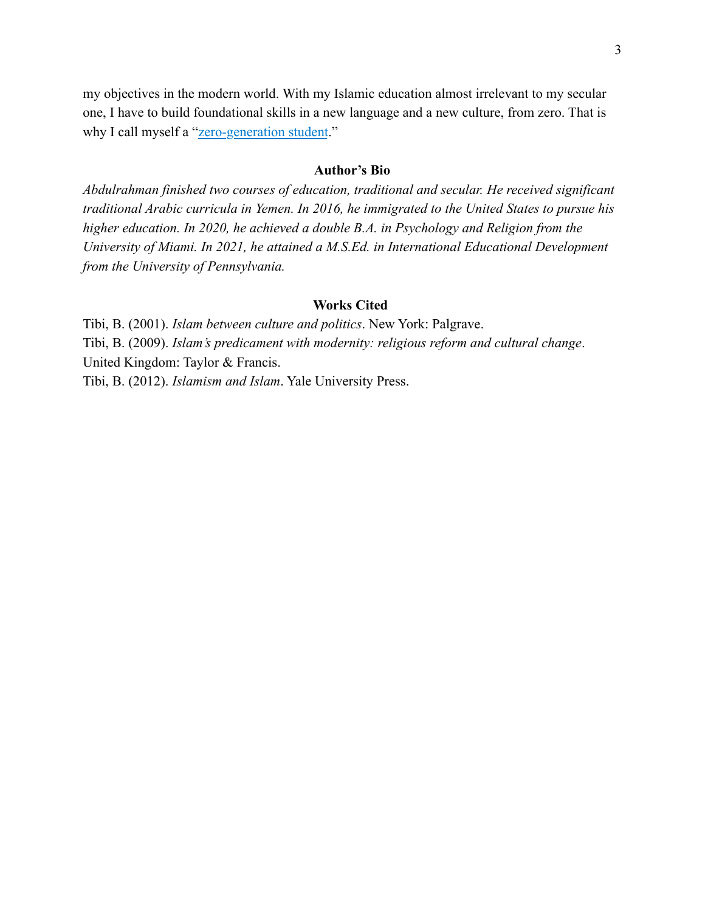my objectives in the modern world. With my Islamic education almost irrelevant to my secular one, I have to build foundational skills in a new language and a new culture, from zero. That is why I call myself a "zero-generation student."

## Author's Bio

*Abdulrahman finished two courses of education, traditional and secular. He received significant traditional Arabic curricula in Yemen. In 2016, he immigrated to the United States to pursue his higher education. In 2020, he achieved a double B.A. in Psychology and Religion from the University of Miami. In 2021, he attained a M.S.Ed. in International Educational Development from the University of Pennsylvania.*

## Works Cited

Tibi, B. (2001). *Islam between culture and politics*. New York: Palgrave.

Tibi, B. (2009). *Islam's predicament with modernity: religious reform and cultural change*. United Kingdom: Taylor & Francis.

Tibi, B. (2012). *Islamism and Islam*. Yale University Press.